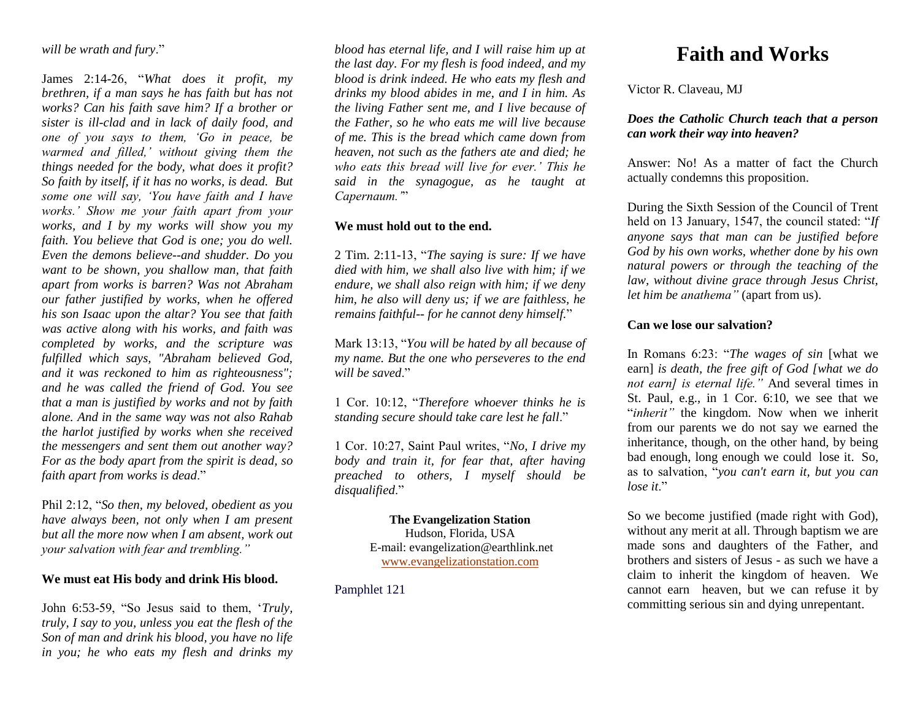*will be wrath and fury*."

James 2:14-26, "*What does it profit, my brethren, if a man says he has faith but has not works? Can his faith save him? If a brother or sister is ill-clad and in lack of daily food, and one of you says to them, 'Go in peace, be warmed and filled,' without giving them the things needed for the body, what does it profit? So faith by itself, if it has no works, is dead. But some one will say, 'You have faith and I have works.' Show me your faith apart from your works, and I by my works will show you my faith. You believe that God is one; you do well. Even the demons believe--and shudder. Do you want to be shown, you shallow man, that faith apart from works is barren? Was not Abraham our father justified by works, when he offered his son Isaac upon the altar? You see that faith was active along with his works, and faith was completed by works, and the scripture was fulfilled which says, "Abraham believed God, and it was reckoned to him as righteousness"; and he was called the friend of God. You see that a man is justified by works and not by faith alone. And in the same way was not also Rahab the harlot justified by works when she received the messengers and sent them out another way? For as the body apart from the spirit is dead, so faith apart from works is dead*."

Phil 2:12, "*So then, my beloved, obedient as you have always been, not only when I am present but all the more now when I am absent, work out your salvation with fear and trembling."*

**We must eat His body and drink His blood.**

John 6:53-59, "So Jesus said to them, '*Truly, truly, I say to you, unless you eat the flesh of the Son of man and drink his blood, you have no life in you; he who eats my flesh and drinks my blood has eternal life, and I will raise him up at the last day. For my flesh is food indeed, and my blood is drink indeed. He who eats my flesh and drinks my blood abides in me, and I in him. As the living Father sent me, and I live because of the Father, so he who eats me will live because of me. This is the bread which came down from heaven, not such as the fathers ate and died; he who eats this bread will live for ever.' This he said in the synagogue, as he taught at Capernaum."*"

**We must hold out to the end.**

2 Tim. 2:11-13, "*The saying is sure: If we have died with him, we shall also live with him; if we endure, we shall also reign with him; if we deny him, he also will deny us; if we are faithless, he remains faithful-- for he cannot deny himself.*"

Mark 13:13, "*You will be hated by all because of my name. But the one who perseveres to the end will be saved*."

1 Cor. 10:12, "*Therefore whoever thinks he is standing secure should take care lest he fall*."

1 Cor. 10:27, Saint Paul writes, "*No, I drive my body and train it, for fear that, after having preached to others, I myself should be disqualified*."

**The Evangelization Station**
Hudson, Florida, USA
E-mail: evangelization@earthlink.net
www.evangelizationstation.com

Pamphlet 121

# Faith and Works

Victor R. Claveau, MJ

***Does the Catholic Church teach that a person can work their way into heaven?***

Answer: No! As a matter of fact the Church actually condemns this proposition.

During the Sixth Session of the Council of Trent held on 13 January, 1547, the council stated: "*If anyone says that man can be justified before God by his own works, whether done by his own natural powers or through the teaching of the law, without divine grace through Jesus Christ, let him be anathema"* (apart from us).

**Can we lose our salvation?**

In Romans 6:23: "*The wages of sin* [what we earn] *is death, the free gift of God [what we do not earn] is eternal life."* And several times in St. Paul, e.g., in 1 Cor. 6:10, we see that we "*inherit"* the kingdom. Now when we inherit from our parents we do not say we earned the inheritance, though, on the other hand, by being bad enough, long enough we could lose it. So, as to salvation, "*you can't earn it, but you can lose it.*"

So we become justified (made right with God), without any merit at all. Through baptism we are made sons and daughters of the Father, and brothers and sisters of Jesus - as such we have a claim to inherit the kingdom of heaven. We cannot earn heaven, but we can refuse it by committing serious sin and dying unrepentant.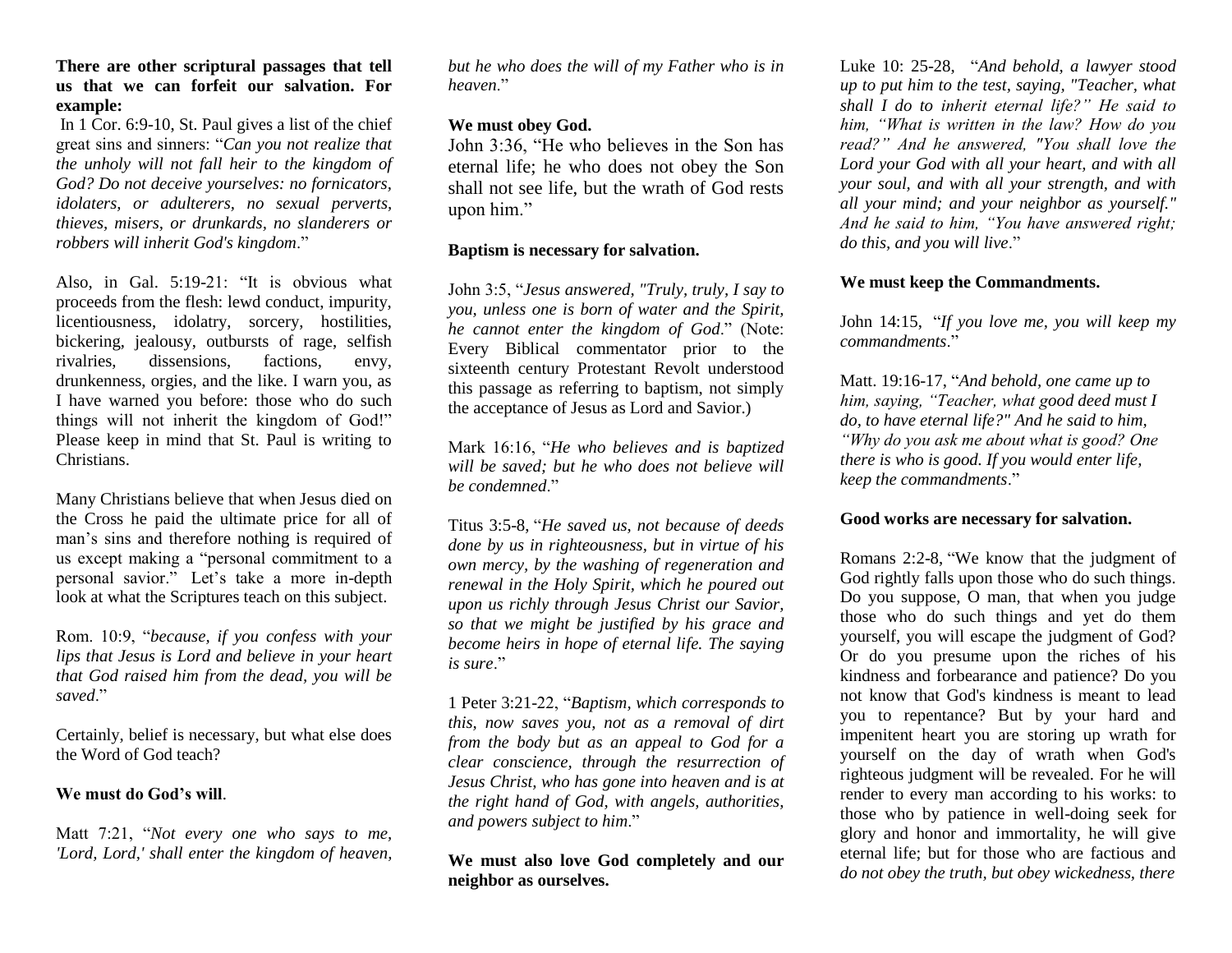**There are other scriptural passages that tell us that we can forfeit our salvation. For example:**

In 1 Cor. 6:9-10, St. Paul gives a list of the chief great sins and sinners: "*Can you not realize that the unholy will not fall heir to the kingdom of God? Do not deceive yourselves: no fornicators, idolaters, or adulterers, no sexual perverts, thieves, misers, or drunkards, no slanderers or robbers will inherit God's kingdom*."

Also, in Gal. 5:19-21: "It is obvious what proceeds from the flesh: lewd conduct, impurity, licentiousness, idolatry, sorcery, hostilities, bickering, jealousy, outbursts of rage, selfish rivalries, dissensions, factions, envy, drunkenness, orgies, and the like. I warn you, as I have warned you before: those who do such things will not inherit the kingdom of God!" Please keep in mind that St. Paul is writing to Christians.

Many Christians believe that when Jesus died on the Cross he paid the ultimate price for all of man's sins and therefore nothing is required of us except making a "personal commitment to a personal savior." Let's take a more in-depth look at what the Scriptures teach on this subject.

Rom. 10:9, "*because, if you confess with your lips that Jesus is Lord and believe in your heart that God raised him from the dead, you will be saved*."

Certainly, belief is necessary, but what else does the Word of God teach?

**We must do God's will**.

Matt 7:21, "*Not every one who says to me, 'Lord, Lord,' shall enter the kingdom of heaven, but he who does the will of my Father who is in heaven*."

**We must obey God.**

John 3:36, "He who believes in the Son has eternal life; he who does not obey the Son shall not see life, but the wrath of God rests upon him."

**Baptism is necessary for salvation.**

John 3:5, "*Jesus answered, "Truly, truly, I say to you, unless one is born of water and the Spirit, he cannot enter the kingdom of God*." (Note: Every Biblical commentator prior to the sixteenth century Protestant Revolt understood this passage as referring to baptism, not simply the acceptance of Jesus as Lord and Savior.)

Mark 16:16, "*He who believes and is baptized will be saved; but he who does not believe will be condemned*."

Titus 3:5-8, "*He saved us, not because of deeds done by us in righteousness, but in virtue of his own mercy, by the washing of regeneration and renewal in the Holy Spirit, which he poured out upon us richly through Jesus Christ our Savior, so that we might be justified by his grace and become heirs in hope of eternal life. The saying is sure*."

1 Peter 3:21-22, "*Baptism, which corresponds to this, now saves you, not as a removal of dirt from the body but as an appeal to God for a clear conscience, through the resurrection of Jesus Christ, who has gone into heaven and is at the right hand of God, with angels, authorities, and powers subject to him*."

**We must also love God completely and our neighbor as ourselves.**

Luke 10: 25-28, "*And behold, a lawyer stood up to put him to the test, saying, "Teacher, what shall I do to inherit eternal life?" He said to him, "What is written in the law? How do you read?" And he answered, "You shall love the Lord your God with all your heart, and with all your soul, and with all your strength, and with all your mind; and your neighbor as yourself." And he said to him, "You have answered right; do this, and you will live*."

**We must keep the Commandments.**

John 14:15, "*If you love me, you will keep my commandments*."

Matt. 19:16-17, "*And behold, one came up to him, saying, "Teacher, what good deed must I do, to have eternal life?" And he said to him, "Why do you ask me about what is good? One there is who is good. If you would enter life, keep the commandments*."

**Good works are necessary for salvation.**

Romans 2:2-8, "We know that the judgment of God rightly falls upon those who do such things. Do you suppose, O man, that when you judge those who do such things and yet do them yourself, you will escape the judgment of God? Or do you presume upon the riches of his kindness and forbearance and patience? Do you not know that God's kindness is meant to lead you to repentance? But by your hard and impenitent heart you are storing up wrath for yourself on the day of wrath when God's righteous judgment will be revealed. For he will render to every man according to his works: to those who by patience in well-doing seek for glory and honor and immortality, he will give eternal life; but for those who are factious and *do not obey the truth, but obey wickedness, there*